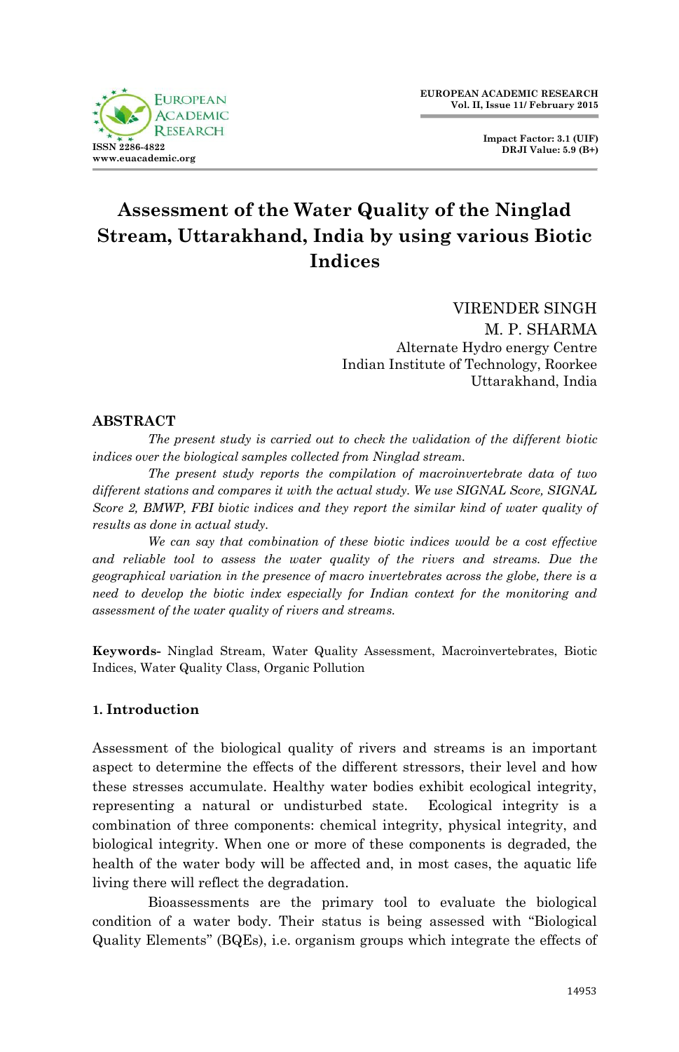# Assessment of the Water Quality of the Ninglad Stream, Uttarakhand, India by using various Biotic Indices

VIRENDER SINGH
M. P. SHARMA
Alternate Hydro energy Centre
Indian Institute of Technology, Roorkee
Uttarakhand, India

## ABSTRACT

*The present study is carried out to check the validation of the different biotic indices over the biological samples collected from Ninglad stream.*

*The present study reports the compilation of macroinvertebrate data of two different stations and compares it with the actual study. We use SIGNAL Score, SIGNAL Score 2, BMWP, FBI biotic indices and they report the similar kind of water quality of results as done in actual study.*

*We can say that combination of these biotic indices would be a cost effective and reliable tool to assess the water quality of the rivers and streams. Due the geographical variation in the presence of macro invertebrates across the globe, there is a need to develop the biotic index especially for Indian context for the monitoring and assessment of the water quality of rivers and streams.*

**Keywords-** Ninglad Stream, Water Quality Assessment, Macroinvertebrates, Biotic Indices, Water Quality Class, Organic Pollution

## 1. Introduction

Assessment of the biological quality of rivers and streams is an important aspect to determine the effects of the different stressors, their level and how these stresses accumulate. Healthy water bodies exhibit ecological integrity, representing a natural or undisturbed state. Ecological integrity is a combination of three components: chemical integrity, physical integrity, and biological integrity. When one or more of these components is degraded, the health of the water body will be affected and, in most cases, the aquatic life living there will reflect the degradation.

Bioassessments are the primary tool to evaluate the biological condition of a water body. Their status is being assessed with "Biological Quality Elements" (BQEs), i.e. organism groups which integrate the effects of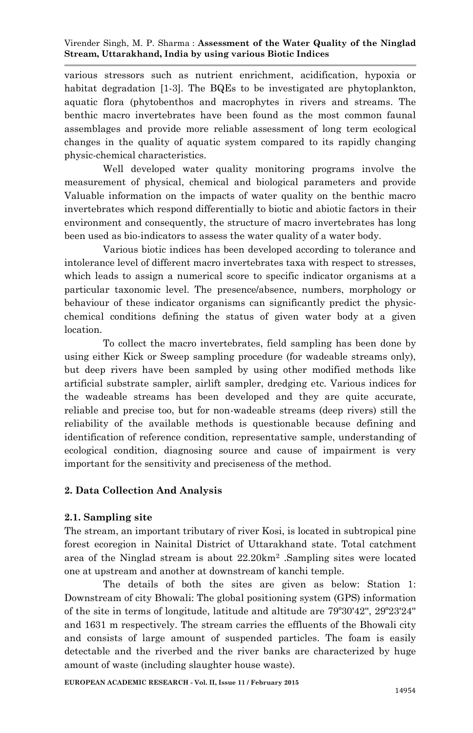various stressors such as nutrient enrichment, acidification, hypoxia or habitat degradation [1-3]. The BQEs to be investigated are phytoplankton, aquatic flora (phytobenthos and macrophytes in rivers and streams. The benthic macro invertebrates have been found as the most common faunal assemblages and provide more reliable assessment of long term ecological changes in the quality of aquatic system compared to its rapidly changing physic-chemical characteristics.

Well developed water quality monitoring programs involve the measurement of physical, chemical and biological parameters and provide Valuable information on the impacts of water quality on the benthic macro invertebrates which respond differentially to biotic and abiotic factors in their environment and consequently, the structure of macro invertebrates has long been used as bio-indicators to assess the water quality of a water body.

Various biotic indices has been developed according to tolerance and intolerance level of different macro invertebrates taxa with respect to stresses, which leads to assign a numerical score to specific indicator organisms at a particular taxonomic level. The presence/absence, numbers, morphology or behaviour of these indicator organisms can significantly predict the physic-chemical conditions defining the status of given water body at a given location.

To collect the macro invertebrates, field sampling has been done by using either Kick or Sweep sampling procedure (for wadeable streams only), but deep rivers have been sampled by using other modified methods like artificial substrate sampler, airlift sampler, dredging etc. Various indices for the wadeable streams has been developed and they are quite accurate, reliable and precise too, but for non-wadeable streams (deep rivers) still the reliability of the available methods is questionable because defining and identification of reference condition, representative sample, understanding of ecological condition, diagnosing source and cause of impairment is very important for the sensitivity and preciseness of the method.

## 2. Data Collection And Analysis

### 2.1. Sampling site

The stream, an important tributary of river Kosi, is located in subtropical pine forest ecoregion in Nainital District of Uttarakhand state. Total catchment area of the Ninglad stream is about 22.20km$^2$ .Sampling sites were located one at upstream and another at downstream of kanchi temple.

The details of both the sites are given as below: Station 1: Downstream of city Bhowali: The global positioning system (GPS) information of the site in terms of longitude, latitude and altitude are 79º30'42", 29º23'24" and 1631 m respectively. The stream carries the effluents of the Bhowali city and consists of large amount of suspended particles. The foam is easily detectable and the riverbed and the river banks are characterized by huge amount of waste (including slaughter house waste).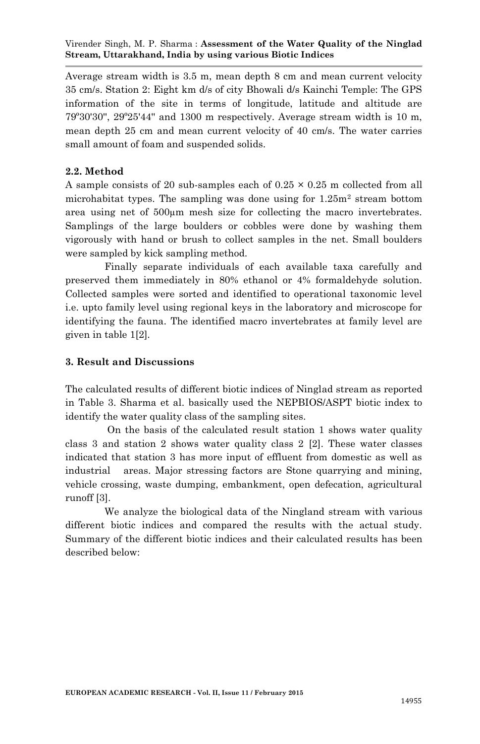Average stream width is 3.5 m, mean depth 8 cm and mean current velocity 35 cm/s. Station 2: Eight km d/s of city Bhowali d/s Kainchi Temple: The GPS information of the site in terms of longitude, latitude and altitude are 79º30'30", 29º25'44" and 1300 m respectively. Average stream width is 10 m, mean depth 25 cm and mean current velocity of 40 cm/s. The water carries small amount of foam and suspended solids.

### 2.2. Method

A sample consists of 20 sub-samples each of 0.25 × 0.25 m collected from all microhabitat types. The sampling was done using for 1.25m$^2$ stream bottom area using net of 500μm mesh size for collecting the macro invertebrates. Samplings of the large boulders or cobbles were done by washing them vigorously with hand or brush to collect samples in the net. Small boulders were sampled by kick sampling method.

Finally separate individuals of each available taxa carefully and preserved them immediately in 80% ethanol or 4% formaldehyde solution. Collected samples were sorted and identified to operational taxonomic level i.e. upto family level using regional keys in the laboratory and microscope for identifying the fauna. The identified macro invertebrates at family level are given in table 1[2].

## 3. Result and Discussions

The calculated results of different biotic indices of Ninglad stream as reported in Table 3. Sharma et al. basically used the NEPBIOS/ASPT biotic index to identify the water quality class of the sampling sites.

On the basis of the calculated result station 1 shows water quality class 3 and station 2 shows water quality class 2 [2]. These water classes indicated that station 3 has more input of effluent from domestic as well as industrial areas. Major stressing factors are Stone quarrying and mining, vehicle crossing, waste dumping, embankment, open defecation, agricultural runoff [3].

We analyze the biological data of the Ningland stream with various different biotic indices and compared the results with the actual study. Summary of the different biotic indices and their calculated results has been described below: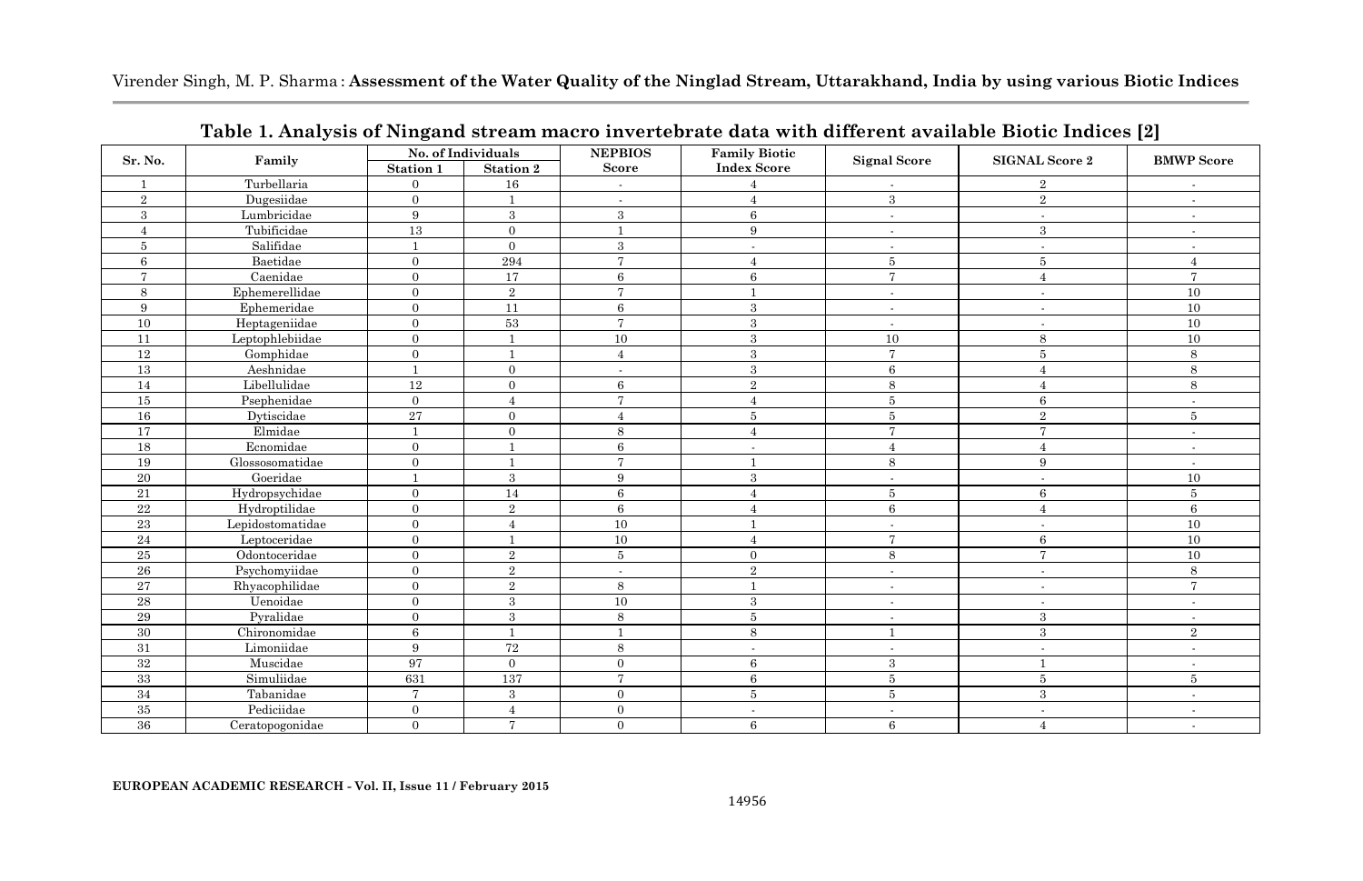**Table 1. Analysis of Ningand stream macro invertebrate data with different available Biotic Indices [2]**

| Sr. No. | Family | No. of Individuals | | NEPBIOS Score | Family Biotic Index Score | Signal Score | SIGNAL Score 2 | BMWP Score |
|---|---|---|---|---|---|---|---|---|
| | | Station 1 | Station 2 | | | | | |
| 1 | Turbellaria | 0 | 16 | - | 4 | - | 2 | - |
| 2 | Dugesiidae | 0 | 1 | - | 4 | 3 | 2 | - |
| 3 | Lumbricidae | 9 | 3 | 3 | 6 | - | - | - |
| 4 | Tubificidae | 13 | 0 | 1 | 9 | - | 3 | - |
| 5 | Salifidae | 1 | 0 | 3 | - | - | - | - |
| 6 | Baetidae | 0 | 294 | 7 | 4 | 5 | 5 | 4 |
| 7 | Caenidae | 0 | 17 | 6 | 6 | 7 | 4 | 7 |
| 8 | Ephemerellidae | 0 | 2 | 7 | 1 | - | - | 10 |
| 9 | Ephemeridae | 0 | 11 | 6 | 3 | - | - | 10 |
| 10 | Heptageniidae | 0 | 53 | 7 | 3 | - | - | 10 |
| 11 | Leptophlebiidae | 0 | 1 | 10 | 3 | 10 | 8 | 10 |
| 12 | Gomphidae | 0 | 1 | 4 | 3 | 7 | 5 | 8 |
| 13 | Aeshnidae | 1 | 0 | - | 3 | 6 | 4 | 8 |
| 14 | Libellulidae | 12 | 0 | 6 | 2 | 8 | 4 | 8 |
| 15 | Psephenidae | 0 | 4 | 7 | 4 | 5 | 6 | - |
| 16 | Dytiscidae | 27 | 0 | 4 | 5 | 5 | 2 | 5 |
| 17 | Elmidae | 1 | 0 | 8 | 4 | 7 | 7 | - |
| 18 | Ecnomidae | 0 | 1 | 6 | - | 4 | 4 | - |
| 19 | Glossosomatidae | 0 | 1 | 7 | 1 | 8 | 9 | - |
| 20 | Goeridae | 1 | 3 | 9 | 3 | - | - | 10 |
| 21 | Hydropsychidae | 0 | 14 | 6 | 4 | 5 | 6 | 5 |
| 22 | Hydroptilidae | 0 | 2 | 6 | 4 | 6 | 4 | 6 |
| 23 | Lepidostomatidae | 0 | 4 | 10 | 1 | - | - | 10 |
| 24 | Leptoceridae | 0 | 1 | 10 | 4 | 7 | 6 | 10 |
| 25 | Odontoceridae | 0 | 2 | 5 | 0 | 8 | 7 | 10 |
| 26 | Psychomyiidae | 0 | 2 | - | 2 | - | - | 8 |
| 27 | Rhyacophilidae | 0 | 2 | 8 | 1 | - | - | 7 |
| 28 | Uenoidae | 0 | 3 | 10 | 3 | - | - | - |
| 29 | Pyralidae | 0 | 3 | 8 | 5 | - | 3 | - |
| 30 | Chironomidae | 6 | 1 | 1 | 8 | 1 | 3 | 2 |
| 31 | Limoniidae | 9 | 72 | 8 | - | - | - | - |
| 32 | Muscidae | 97 | 0 | 0 | 6 | 3 | 1 | - |
| 33 | Simuliidae | 631 | 137 | 7 | 6 | 5 | 5 | 5 |
| 34 | Tabanidae | 7 | 3 | 0 | 5 | 5 | 3 | - |
| 35 | Pediciidae | 0 | 4 | 0 | - | - | - | - |
| 36 | Ceratopogonidae | 0 | 7 | 0 | 6 | 6 | 4 | - |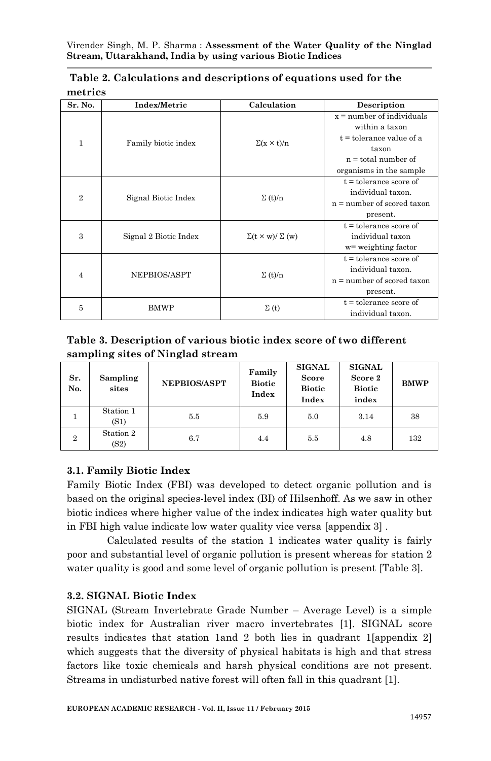**Table 2. Calculations and descriptions of equations used for the metrics**

| Sr. No. | Index/Metric | Calculation | Description |
|---|---|---|---|
| 1 | Family biotic index | $\Sigma(x \times t)/n$ | x = number of individuals within a taxon<br>t = tolerance value of a taxon<br>n = total number of organisms in the sample |
| 2 | Signal Biotic Index | $\Sigma$ (t)/n | t = tolerance score of individual taxon.<br>n = number of scored taxon present. |
| 3 | Signal 2 Biotic Index | $\Sigma(t \times w)/ \Sigma$ (w) | t = tolerance score of individual taxon<br>w= weighting factor |
| 4 | NEPBIOS/ASPT | $\Sigma$ (t)/n | t = tolerance score of individual taxon.<br>n = number of scored taxon present. |
| 5 | BMWP | $\Sigma$ (t) | t = tolerance score of individual taxon. |

**Table 3. Description of various biotic index score of two different sampling sites of Ninglad stream**

| Sr. No. | Sampling sites | NEPBIOS/ASPT | Family Biotic Index | SIGNAL Score Biotic Index | SIGNAL Score 2 Biotic index | BMWP |
|---|---|---|---|---|---|---|
| 1 | Station 1 (S1) | 5.5 | 5.9 | 5.0 | 3.14 | 38 |
| 2 | Station 2 (S2) | 6.7 | 4.4 | 5.5 | 4.8 | 132 |

### 3.1. Family Biotic Index

Family Biotic Index (FBI) was developed to detect organic pollution and is based on the original species-level index (BI) of Hilsenhoff. As we saw in other biotic indices where higher value of the index indicates high water quality but in FBI high value indicate low water quality vice versa [appendix 3] .

Calculated results of the station 1 indicates water quality is fairly poor and substantial level of organic pollution is present whereas for station 2 water quality is good and some level of organic pollution is present [Table 3].

### 3.2. SIGNAL Biotic Index

SIGNAL (Stream Invertebrate Grade Number – Average Level) is a simple biotic index for Australian river macro invertebrates [1]. SIGNAL score results indicates that station 1and 2 both lies in quadrant 1[appendix 2] which suggests that the diversity of physical habitats is high and that stress factors like toxic chemicals and harsh physical conditions are not present. Streams in undisturbed native forest will often fall in this quadrant [1].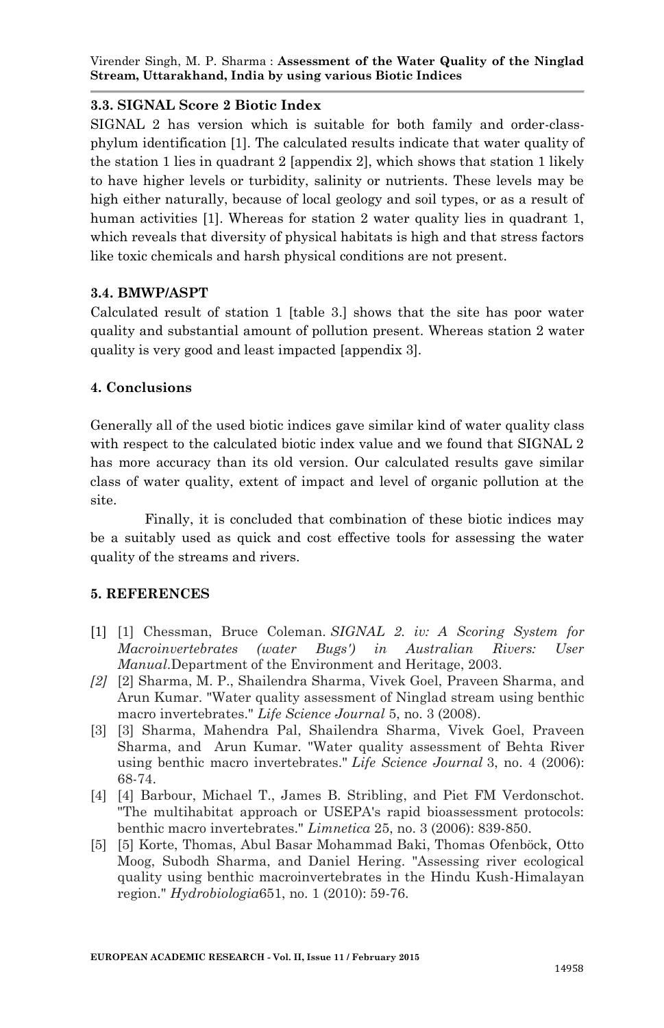### 3.3. SIGNAL Score 2 Biotic Index

SIGNAL 2 has version which is suitable for both family and order-class-phylum identification [1]. The calculated results indicate that water quality of the station 1 lies in quadrant 2 [appendix 2], which shows that station 1 likely to have higher levels or turbidity, salinity or nutrients. These levels may be high either naturally, because of local geology and soil types, or as a result of human activities [1]. Whereas for station 2 water quality lies in quadrant 1, which reveals that diversity of physical habitats is high and that stress factors like toxic chemicals and harsh physical conditions are not present.

### 3.4. BMWP/ASPT

Calculated result of station 1 [table 3.] shows that the site has poor water quality and substantial amount of pollution present. Whereas station 2 water quality is very good and least impacted [appendix 3].

### 4. Conclusions

Generally all of the used biotic indices gave similar kind of water quality class with respect to the calculated biotic index value and we found that SIGNAL 2 has more accuracy than its old version. Our calculated results gave similar class of water quality, extent of impact and level of organic pollution at the site.

Finally, it is concluded that combination of these biotic indices may be a suitably used as quick and cost effective tools for assessing the water quality of the streams and rivers.

### 5. REFERENCES

[1] [1] Chessman, Bruce Coleman. *SIGNAL 2. iv: A Scoring System for Macroinvertebrates (water Bugs') in Australian Rivers: User Manual*.Department of the Environment and Heritage, 2003.

*[2]* [2] Sharma, M. P., Shailendra Sharma, Vivek Goel, Praveen Sharma, and Arun Kumar. "Water quality assessment of Ninglad stream using benthic macro invertebrates." *Life Science Journal* 5, no. 3 (2008).

[3] [3] Sharma, Mahendra Pal, Shailendra Sharma, Vivek Goel, Praveen Sharma, and Arun Kumar. "Water quality assessment of Behta River using benthic macro invertebrates." *Life Science Journal* 3, no. 4 (2006): 68-74.

[4] [4] Barbour, Michael T., James B. Stribling, and Piet FM Verdonschot. "The multihabitat approach or USEPA's rapid bioassessment protocols: benthic macro invertebrates." *Limnetica* 25, no. 3 (2006): 839-850.

[5] [5] Korte, Thomas, Abul Basar Mohammad Baki, Thomas Ofenböck, Otto Moog, Subodh Sharma, and Daniel Hering. "Assessing river ecological quality using benthic macroinvertebrates in the Hindu Kush-Himalayan region." *Hydrobiologia*651, no. 1 (2010): 59-76.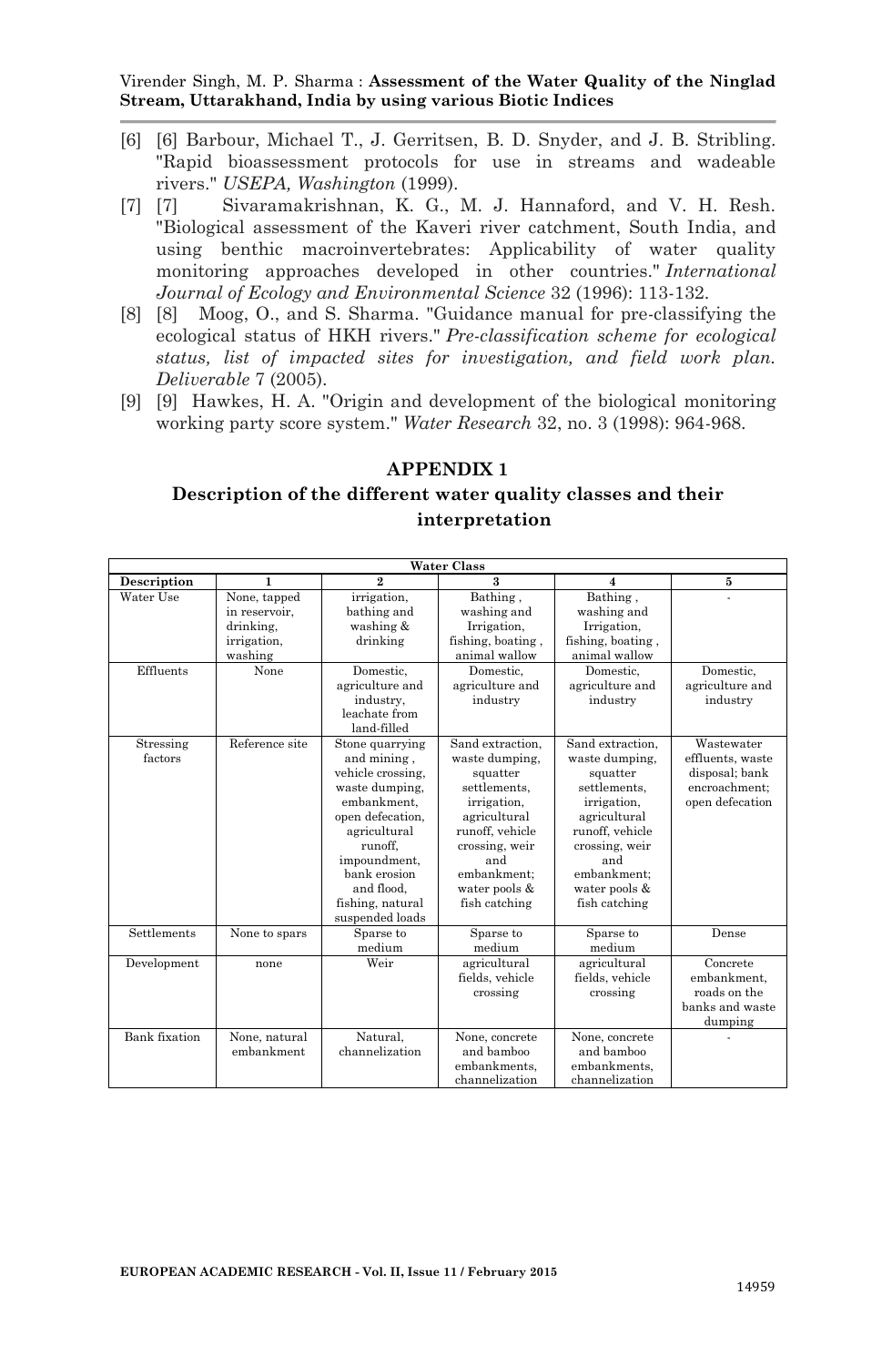[6] [6] Barbour, Michael T., J. Gerritsen, B. D. Snyder, and J. B. Stribling. "Rapid bioassessment protocols for use in streams and wadeable rivers." *USEPA, Washington* (1999).

[7] [7] Sivaramakrishnan, K. G., M. J. Hannaford, and V. H. Resh. "Biological assessment of the Kaveri river catchment, South India, and using benthic macroinvertebrates: Applicability of water quality monitoring approaches developed in other countries." *International Journal of Ecology and Environmental Science* 32 (1996): 113-132.

[8] [8] Moog, O., and S. Sharma. "Guidance manual for pre-classifying the ecological status of HKH rivers." *Pre-classification scheme for ecological status, list of impacted sites for investigation, and field work plan. Deliverable* 7 (2005).

[9] [9] Hawkes, H. A. "Origin and development of the biological monitoring working party score system." *Water Research* 32, no. 3 (1998): 964-968.

## APPENDIX 1

### Description of the different water quality classes and their interpretation

| | Water Class | | | | |
|---|---|---|---|---|---|
| **Description** | **1** | **2** | **3** | **4** | **5** |
| Water Use | None, tapped in reservoir, drinking, irrigation, washing | irrigation, bathing and washing & drinking | Bathing , washing and Irrigation, fishing, boating , animal wallow | Bathing , washing and Irrigation, fishing, boating , animal wallow | - |
| Effluents | None | Domestic, agriculture and industry, leachate from land-filled | Domestic, agriculture and industry | Domestic, agriculture and industry | Domestic, agriculture and industry |
| Stressing factors | Reference site | Stone quarrying and mining , vehicle crossing, waste dumping, embankment, open defecation, agricultural runoff, impoundment, bank erosion and flood, fishing, natural suspended loads | Sand extraction, waste dumping, squatter settlements, irrigation, agricultural runoff, vehicle crossing, weir and embankment; water pools & fish catching | Sand extraction, waste dumping, squatter settlements, irrigation, agricultural runoff, vehicle crossing, weir and embankment; water pools & fish catching | Wastewater effluents, waste disposal; bank encroachment; open defecation |
| Settlements | None to spars | Sparse to medium | Sparse to medium | Sparse to medium | Dense |
| Development | none | Weir | agricultural fields, vehicle crossing | agricultural fields, vehicle crossing | Concrete embankment, roads on the banks and waste dumping |
| Bank fixation | None, natural embankment | Natural, channelization | None, concrete and bamboo embankments, channelization | None, concrete and bamboo embankments, channelization | - |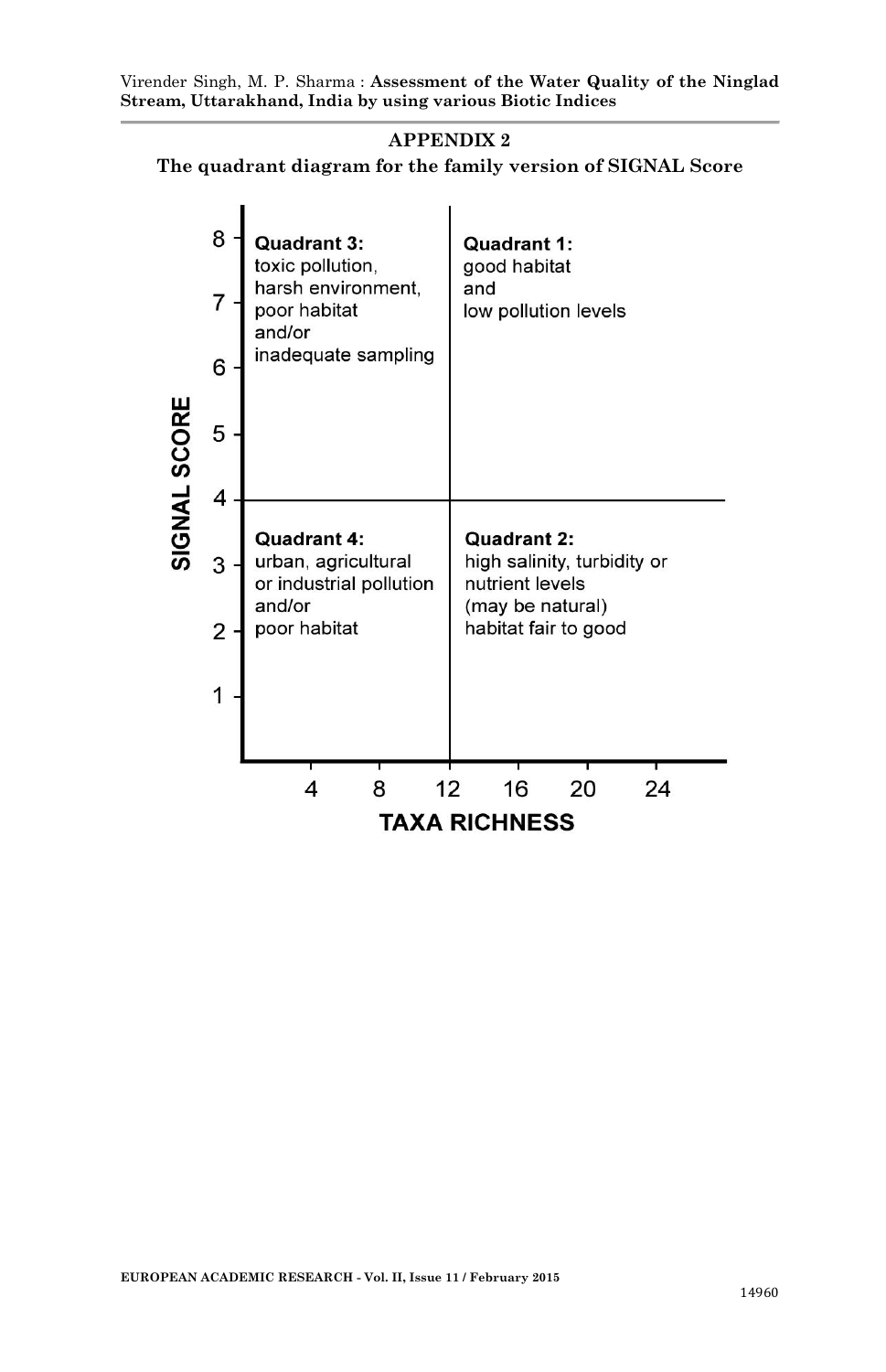## APPENDIX 2

**The quadrant diagram for the family version of SIGNAL Score**

| SIGNAL SCORE | Taxa richness < 12 | Taxa richness > 12 |
|---|---|---|
| > 4 | **Quadrant 3:** toxic pollution, harsh environment, poor habitat and/or inadequate sampling | **Quadrant 1:** good habitat and low pollution levels |
| < 4 | **Quadrant 4:** urban, agricultural or industrial pollution and/or poor habitat | **Quadrant 2:** high salinity, turbidity or nutrient levels (may be natural) habitat fair to good |

SIGNAL SCORE (y-axis): 1, 2, 3, 4, 5, 6, 7, 8

TAXA RICHNESS (x-axis): 4, 8, 12, 16, 20, 24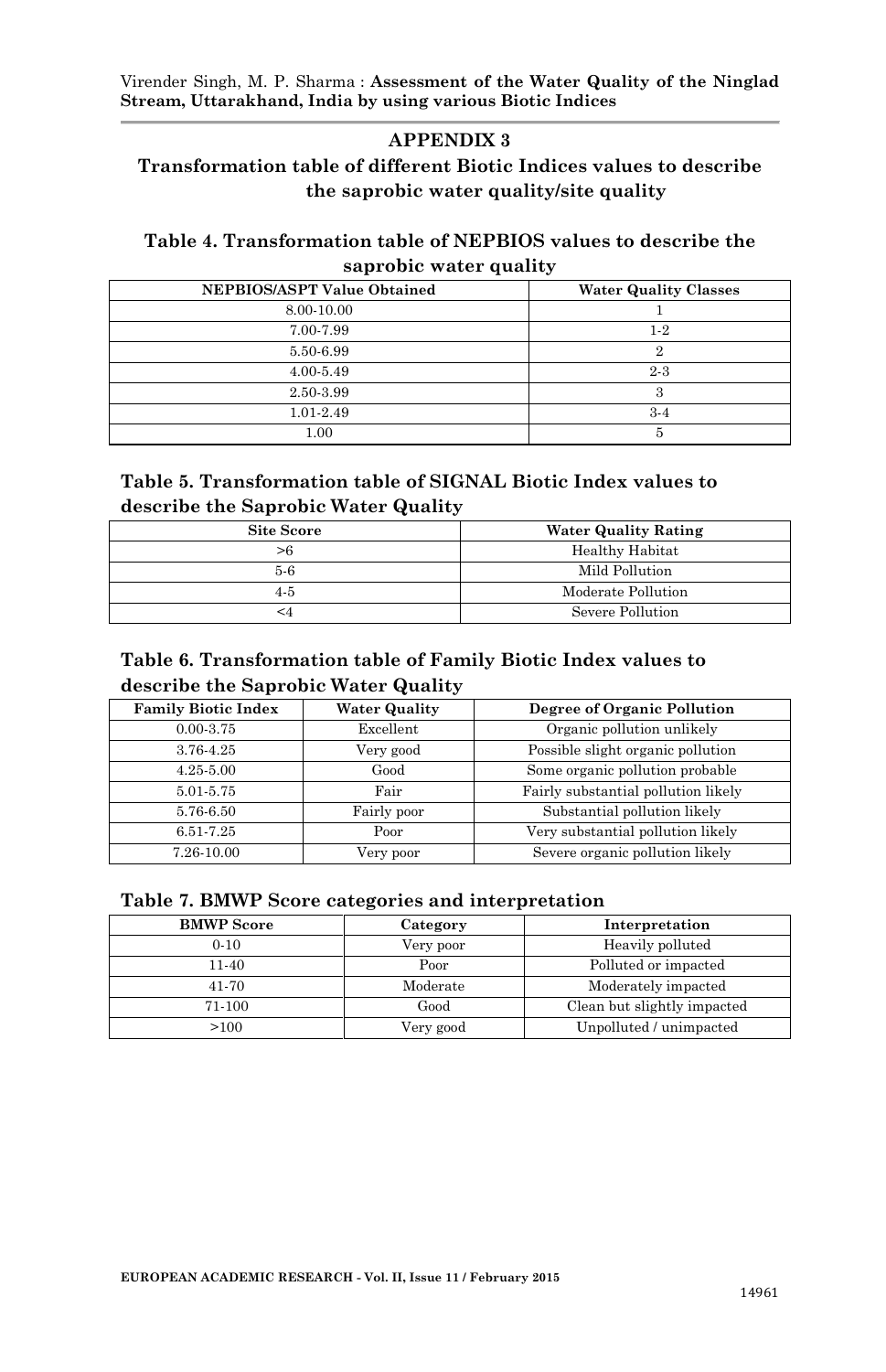## APPENDIX 3

## Transformation table of different Biotic Indices values to describe the saprobic water quality/site quality

### Table 4. Transformation table of NEPBIOS values to describe the saprobic water quality

| NEPBIOS/ASPT Value Obtained | Water Quality Classes |
|---|---|
| 8.00-10.00 | 1 |
| 7.00-7.99 | 1-2 |
| 5.50-6.99 | 2 |
| 4.00-5.49 | 2-3 |
| 2.50-3.99 | 3 |
| 1.01-2.49 | 3-4 |
| 1.00 | 5 |

### Table 5. Transformation table of SIGNAL Biotic Index values to describe the Saprobic Water Quality

| Site Score | Water Quality Rating |
|---|---|
| >6 | Healthy Habitat |
| 5-6 | Mild Pollution |
| 4-5 | Moderate Pollution |
| <4 | Severe Pollution |

### Table 6. Transformation table of Family Biotic Index values to describe the Saprobic Water Quality

| Family Biotic Index | Water Quality | Degree of Organic Pollution |
|---|---|---|
| 0.00-3.75 | Excellent | Organic pollution unlikely |
| 3.76-4.25 | Very good | Possible slight organic pollution |
| 4.25-5.00 | Good | Some organic pollution probable |
| 5.01-5.75 | Fair | Fairly substantial pollution likely |
| 5.76-6.50 | Fairly poor | Substantial pollution likely |
| 6.51-7.25 | Poor | Very substantial pollution likely |
| 7.26-10.00 | Very poor | Severe organic pollution likely |

### Table 7. BMWP Score categories and interpretation

| BMWP Score | Category | Interpretation |
|---|---|---|
| 0-10 | Very poor | Heavily polluted |
| 11-40 | Poor | Polluted or impacted |
| 41-70 | Moderate | Moderately impacted |
| 71-100 | Good | Clean but slightly impacted |
| >100 | Very good | Unpolluted / unimpacted |